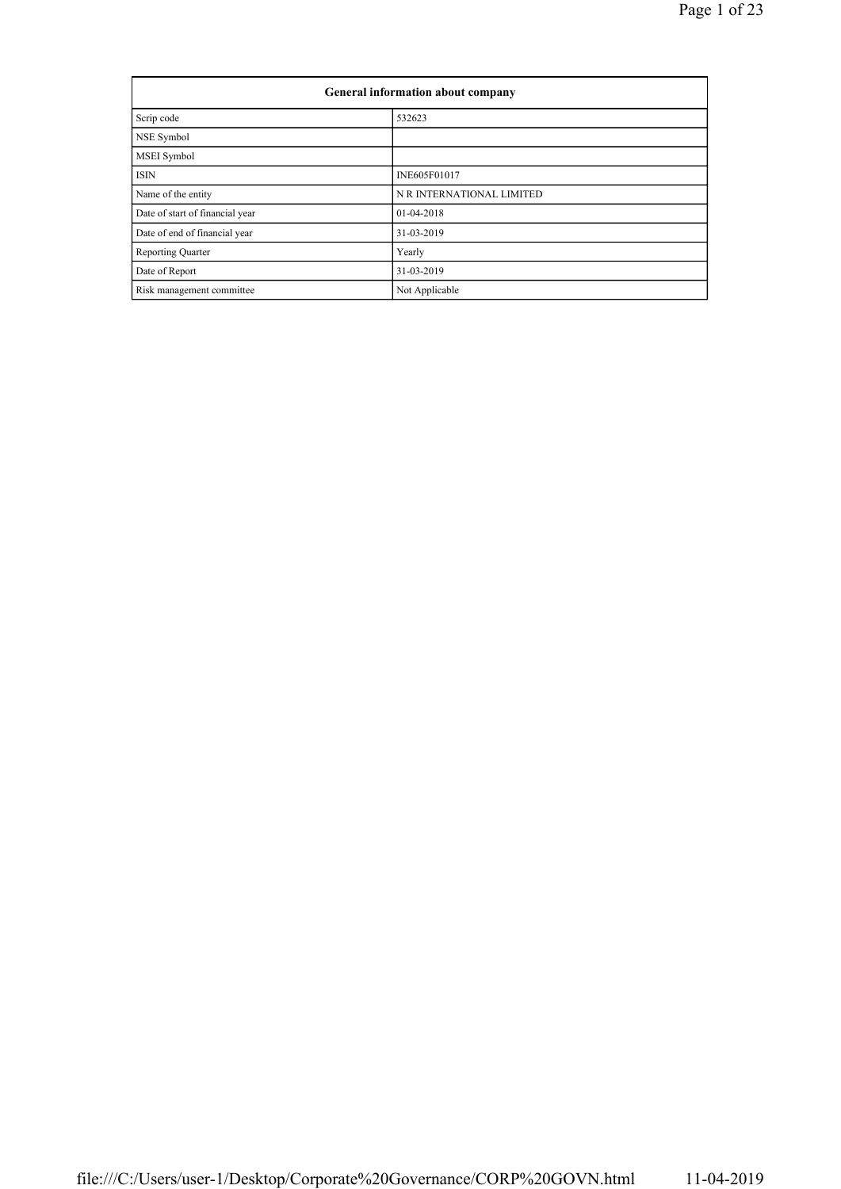| General information about company | |
|---|---|
| Scrip code | 532623 |
| NSE Symbol | |
| MSEI Symbol | |
| ISIN | INE605F01017 |
| Name of the entity | N R INTERNATIONAL LIMITED |
| Date of start of financial year | 01-04-2018 |
| Date of end of financial year | 31-03-2019 |
| Reporting Quarter | Yearly |
| Date of Report | 31-03-2019 |
| Risk management committee | Not Applicable |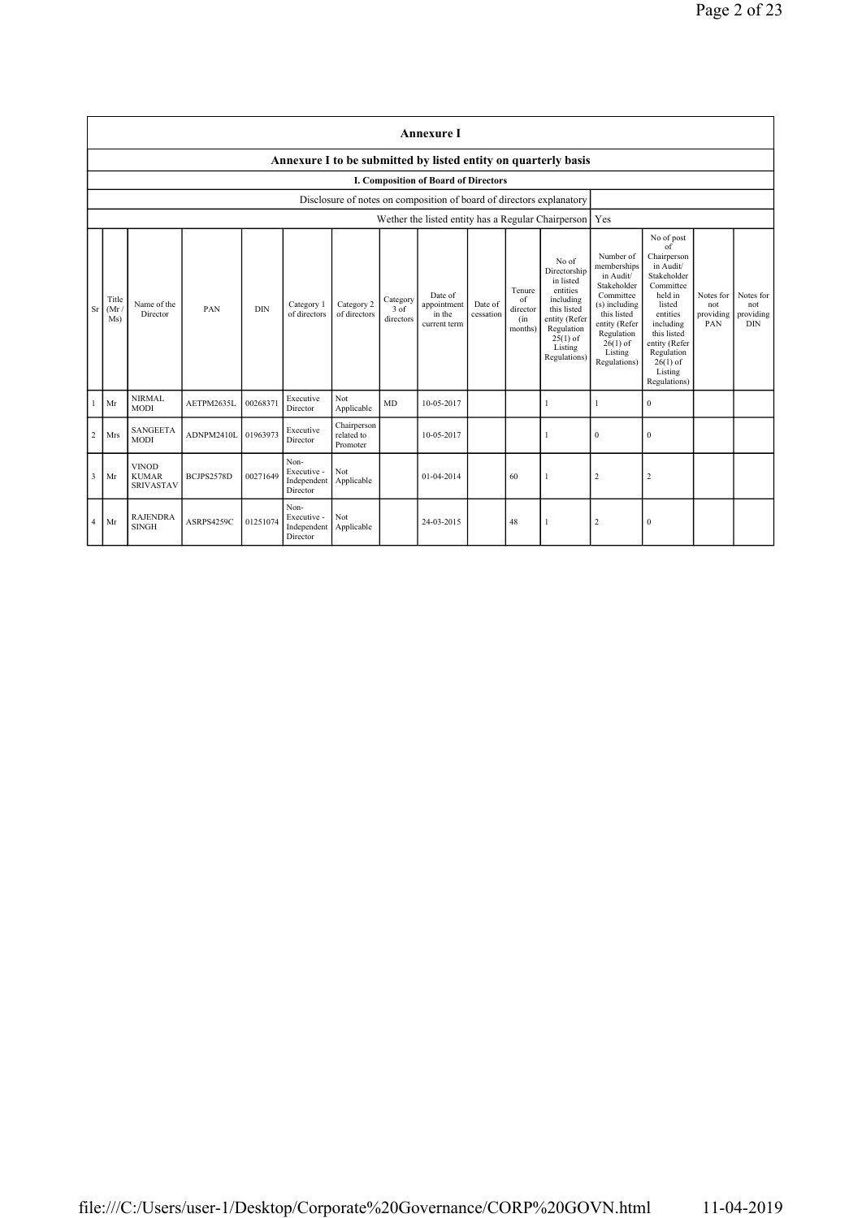# Annexure I

## Annexure I to be submitted by listed entity on quarterly basis

### I. Composition of Board of Directors

| Disclosure of notes on composition of board of directors explanatory | |
|---|---|
| Wether the listed entity has a Regular Chairperson | Yes |

| Sr | Title (Mr / Ms) | Name of the Director | PAN | DIN | Category 1 of directors | Category 2 of directors | Category 3 of directors | Date of appointment in the current term | Date of cessation | Tenure of director (in months) | No of Directorship in listed entities including this listed entity (Refer Regulation 25(1) of Listing Regulations) | Number of memberships in Audit/ Stakeholder Committee (s) including this listed entity (Refer Regulation 26(1) of Listing Regulations) | No of post of Chairperson in Audit/ Stakeholder Committee held in listed entities including this listed entity (Refer Regulation 26(1) of Listing Regulations) | Notes for not providing PAN | Notes for not providing DIN |
|---|---|---|---|---|---|---|---|---|---|---|---|---|---|---|---|
| 1 | Mr | NIRMAL MODI | AETPM2635L | 00268371 | Executive Director | Not Applicable | MD | 10-05-2017 | | | 1 | 1 | 0 | | |
| 2 | Mrs | SANGEETA MODI | ADNPM2410L | 01963973 | Executive Director | Chairperson related to Promoter | | 10-05-2017 | | | 1 | 0 | 0 | | |
| 3 | Mr | VINOD KUMAR SRIVASTAV | BCJPS2578D | 00271649 | Non-Executive - Independent Director | Not Applicable | | 01-04-2014 | | 60 | 1 | 2 | 2 | | |
| 4 | Mr | RAJENDRA SINGH | ASRPS4259C | 01251074 | Non-Executive - Independent Director | Not Applicable | | 24-03-2015 | | 48 | 1 | 2 | 0 | | |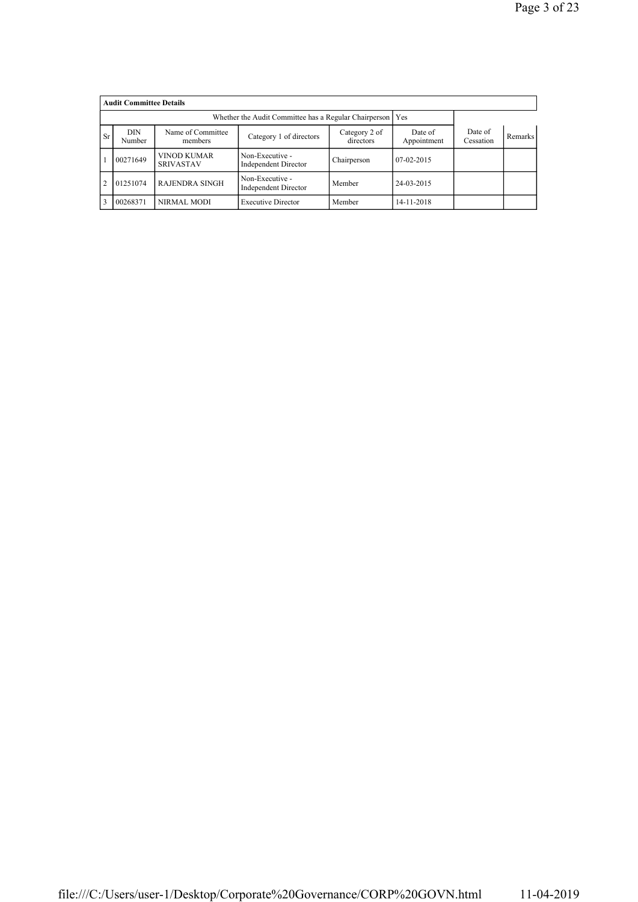| Audit Committee Details | | | | | | | |
|---|---|---|---|---|---|---|---|
| Whether the Audit Committee has a Regular Chairperson | | | | | Yes | | |
| Sr | DIN Number | Name of Committee members | Category 1 of directors | Category 2 of directors | Date of Appointment | Date of Cessation | Remarks |
| 1 | 00271649 | VINOD KUMAR SRIVASTAV | Non-Executive - Independent Director | Chairperson | 07-02-2015 | | |
| 2 | 01251074 | RAJENDRA SINGH | Non-Executive - Independent Director | Member | 24-03-2015 | | |
| 3 | 00268371 | NIRMAL MODI | Executive Director | Member | 14-11-2018 | | |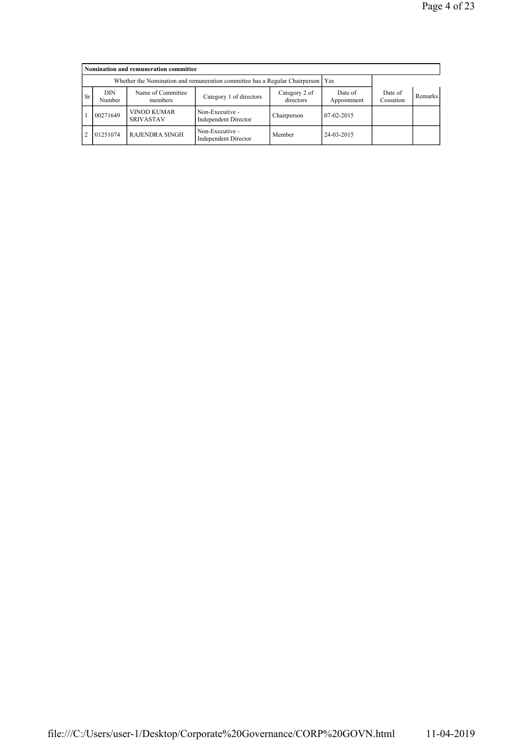| Nomination and remuneration committee | | | | | | | |
|---|---|---|---|---|---|---|---|
| Whether the Nomination and remuneration committee has a Regular Chairperson | | | | | Yes | | |
| Sr | DIN Number | Name of Committee members | Category 1 of directors | Category 2 of directors | Date of Appointment | Date of Cessation | Remarks |
| 1 | 00271649 | VINOD KUMAR SRIVASTAV | Non-Executive - Independent Director | Chairperson | 07-02-2015 | | |
| 2 | 01251074 | RAJENDRA SINGH | Non-Executive - Independent Director | Member | 24-03-2015 | | |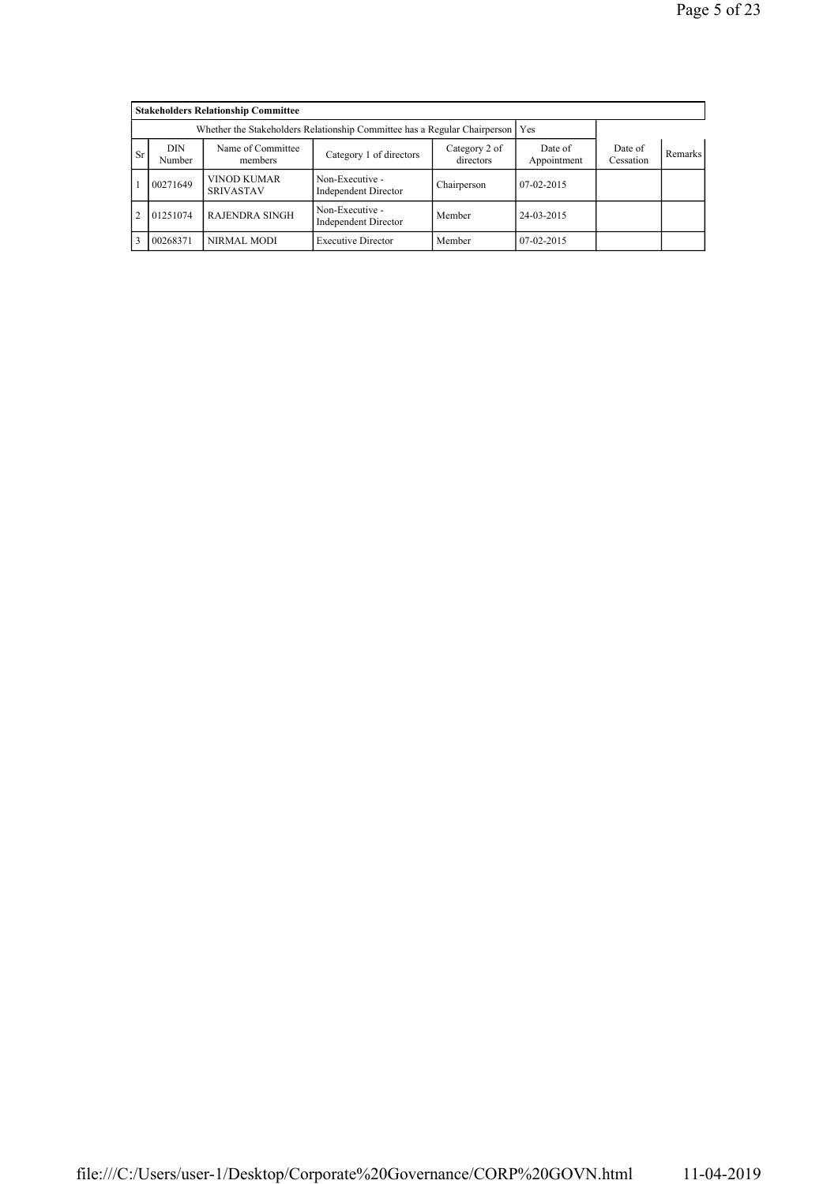| Stakeholders Relationship Committee | | | | | | | |
|---|---|---|---|---|---|---|---|
| Whether the Stakeholders Relationship Committee has a Regular Chairperson | | | | | Yes | | |
| Sr | DIN Number | Name of Committee members | Category 1 of directors | Category 2 of directors | Date of Appointment | Date of Cessation | Remarks |
| 1 | 00271649 | VINOD KUMAR SRIVASTAV | Non-Executive - Independent Director | Chairperson | 07-02-2015 | | |
| 2 | 01251074 | RAJENDRA SINGH | Non-Executive - Independent Director | Member | 24-03-2015 | | |
| 3 | 00268371 | NIRMAL MODI | Executive Director | Member | 07-02-2015 | | |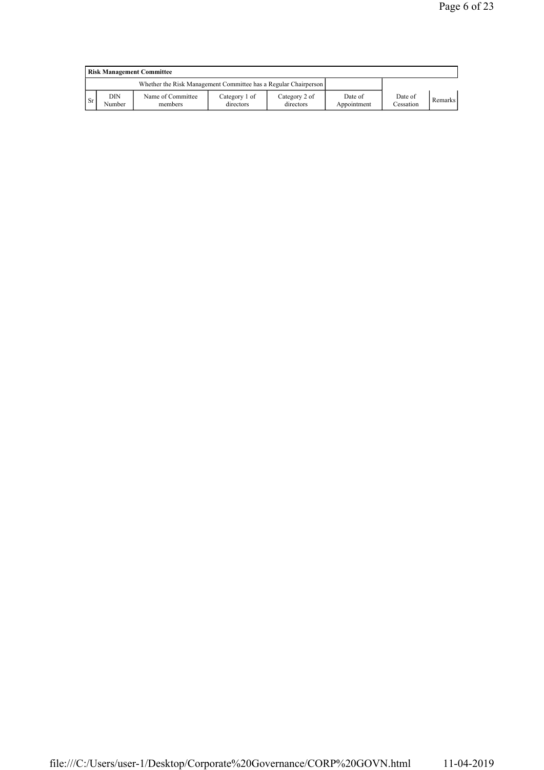| Risk Management Committee | | | | | | | |
|---|---|---|---|---|---|---|---|
| Whether the Risk Management Committee has a Regular Chairperson | | | | | | | |
| Sr | DIN Number | Name of Committee members | Category 1 of directors | Category 2 of directors | Date of Appointment | Date of Cessation | Remarks |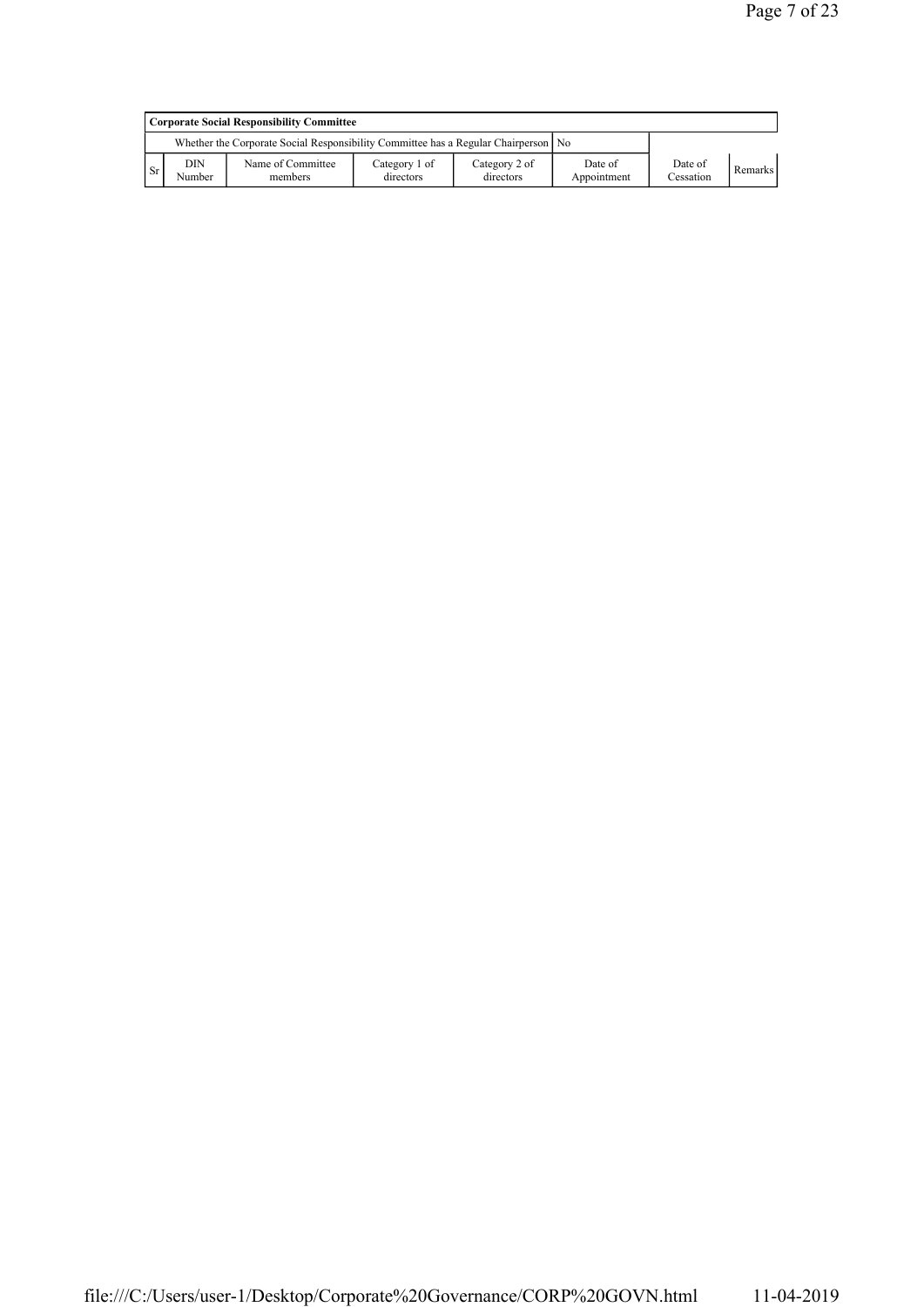| Corporate Social Responsibility Committee | | | | | | | |
|---|---|---|---|---|---|---|---|
| | Whether the Corporate Social Responsibility Committee has a Regular Chairperson | | | | No | | |
| Sr | DIN Number | Name of Committee members | Category 1 of directors | Category 2 of directors | Date of Appointment | Date of Cessation | Remarks |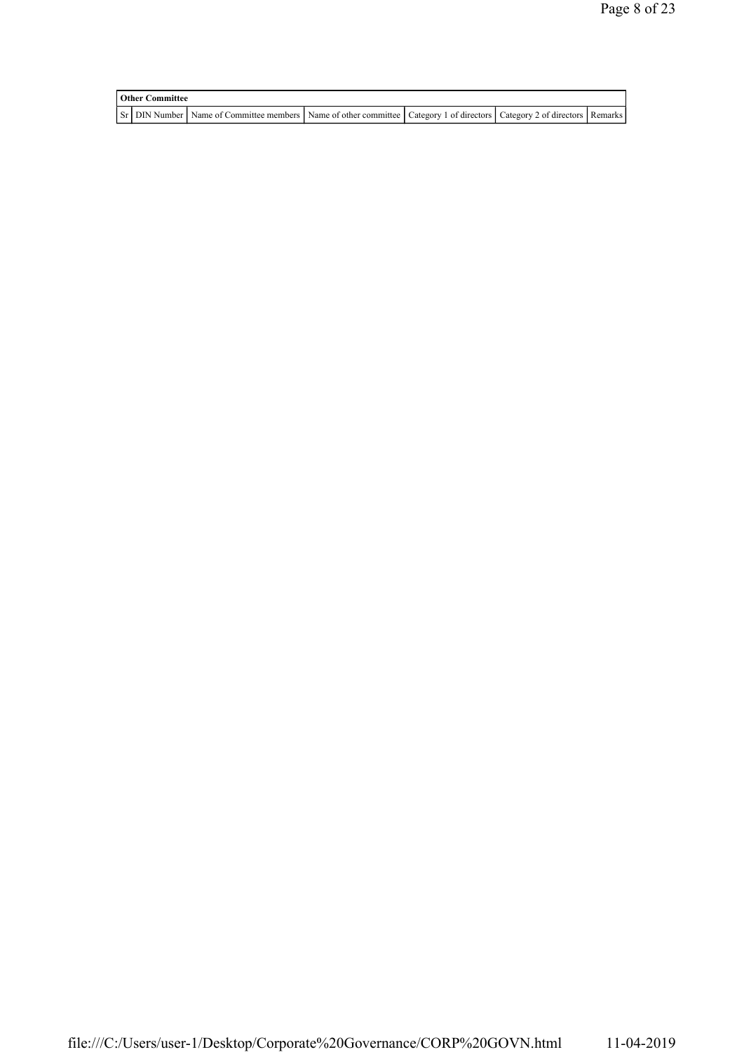| Other Committee | | | | | | |
|---|---|---|---|---|---|---|
| Sr | DIN Number | Name of Committee members | Name of other committee | Category 1 of directors | Category 2 of directors | Remarks |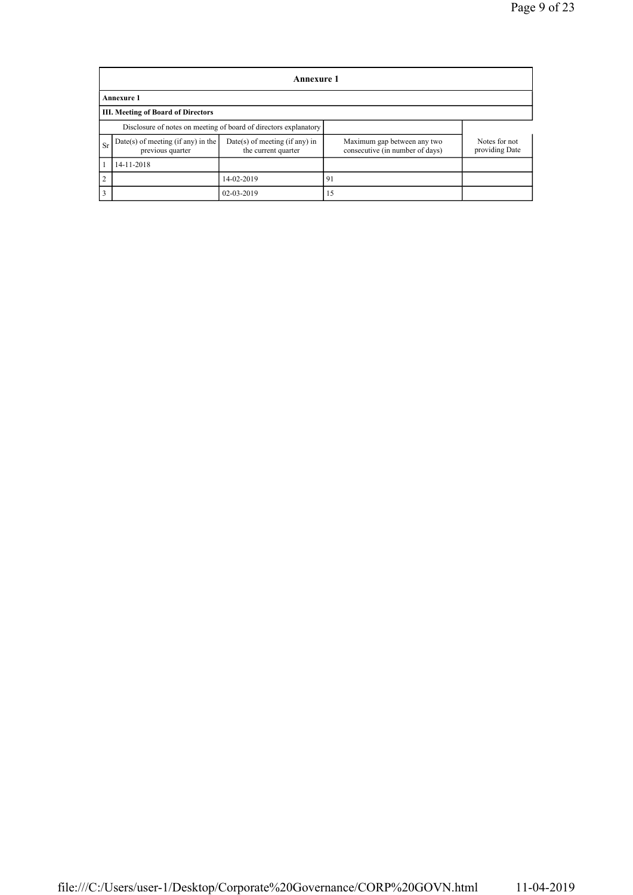| Annexure 1 | | | | |
|---|---|---|---|---|
| **Annexure 1** | | | | |
| **III. Meeting of Board of Directors** | | | | |
| Disclosure of notes on meeting of board of directors explanatory | | | | |
| Sr | Date(s) of meeting (if any) in the previous quarter | Date(s) of meeting (if any) in the current quarter | Maximum gap between any two consecutive (in number of days) | Notes for not providing Date |
| 1 | 14-11-2018 | | | |
| 2 | | 14-02-2019 | 91 | |
| 3 | | 02-03-2019 | 15 | |

file:///C:/Users/user-1/Desktop/Corporate%20Governance/CORP%20GOVN.html 11-04-2019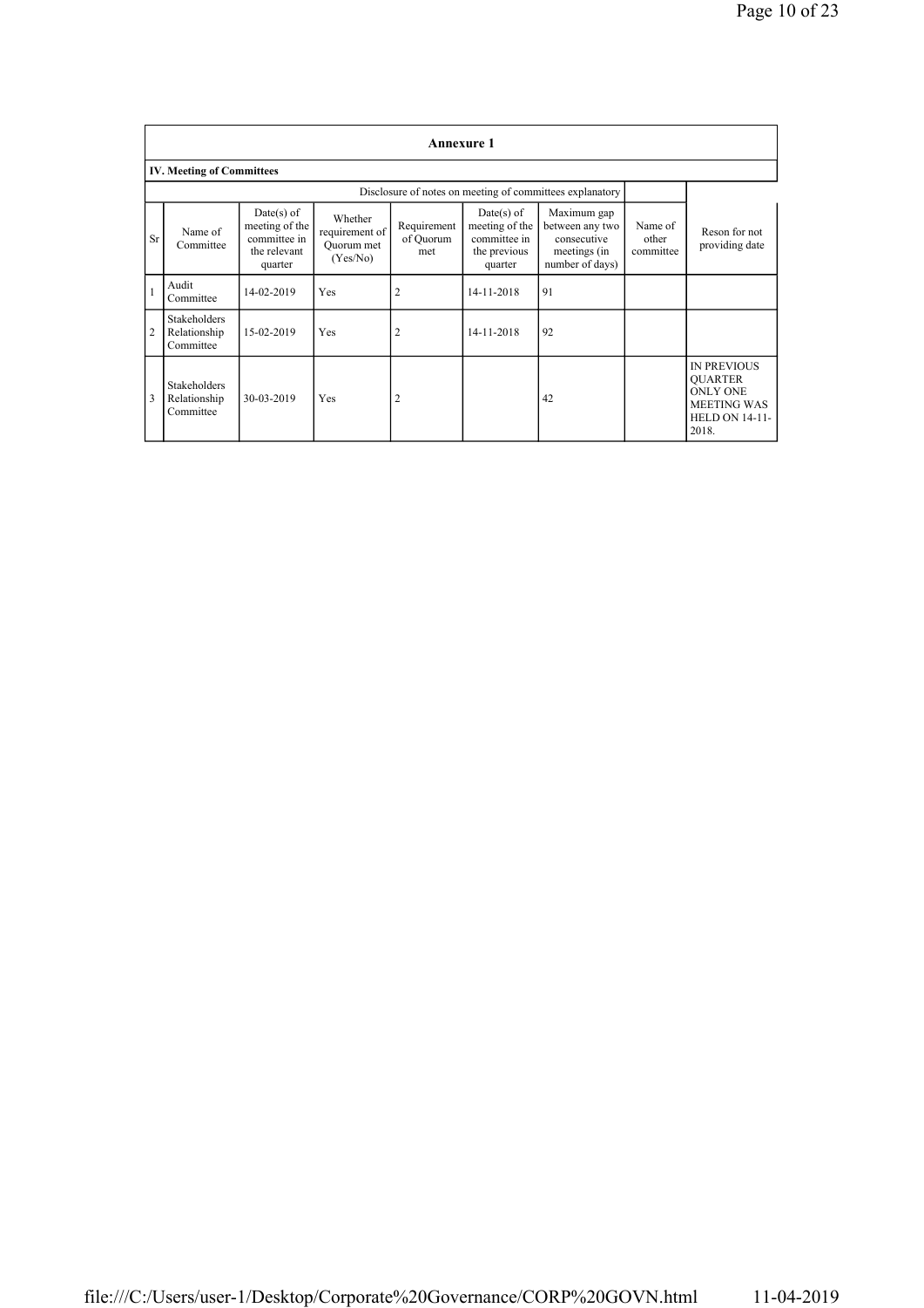## Annexure 1

### IV. Meeting of Committees

Disclosure of notes on meeting of committees explanatory

| Sr | Name of Committee | Date(s) of meeting of the committee in the relevant quarter | Whether requirement of Quorum met (Yes/No) | Requirement of Quorum met | Date(s) of meeting of the committee in the previous quarter | Maximum gap between any two consecutive meetings (in number of days) | Name of other committee | Reson for not providing date |
|---|---|---|---|---|---|---|---|---|
| 1 | Audit Committee | 14-02-2019 | Yes | 2 | 14-11-2018 | 91 | | |
| 2 | Stakeholders Relationship Committee | 15-02-2019 | Yes | 2 | 14-11-2018 | 92 | | |
| 3 | Stakeholders Relationship Committee | 30-03-2019 | Yes | 2 | | 42 | | IN PREVIOUS QUARTER ONLY ONE MEETING WAS HELD ON 14-11-2018. |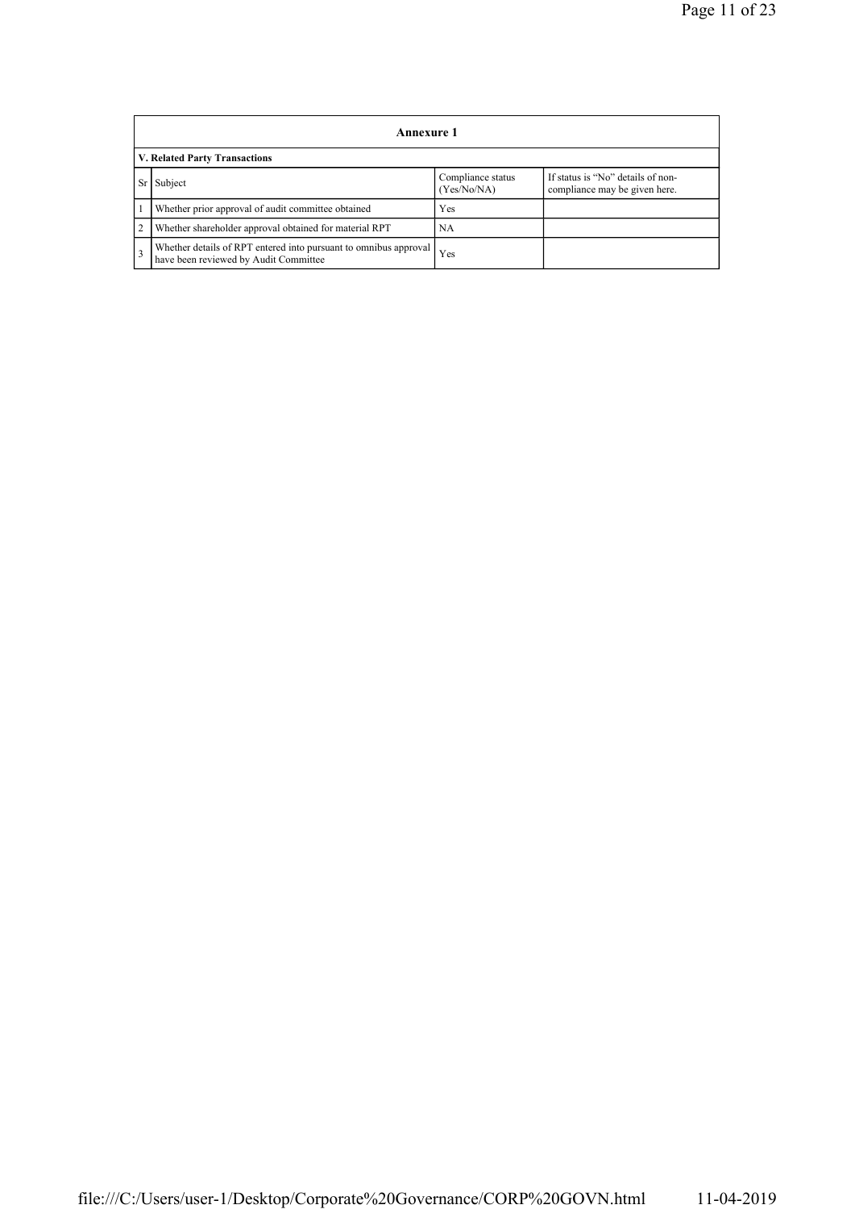## Annexure 1

### V. Related Party Transactions

| Sr | Subject | Compliance status (Yes/No/NA) | If status is "No" details of non-compliance may be given here. |
|---|---|---|---|
| 1 | Whether prior approval of audit committee obtained | Yes | |
| 2 | Whether shareholder approval obtained for material RPT | NA | |
| 3 | Whether details of RPT entered into pursuant to omnibus approval have been reviewed by Audit Committee | Yes | |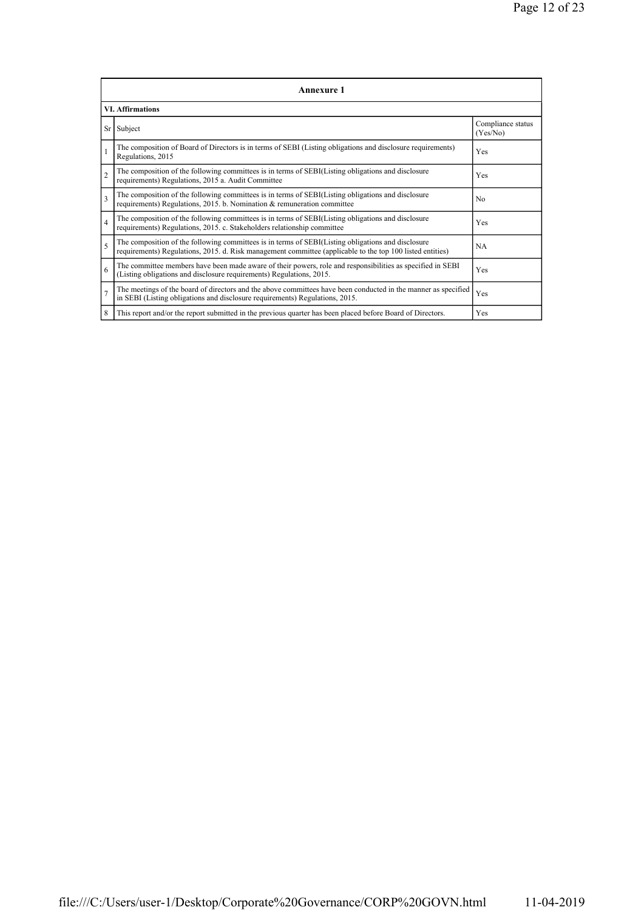| Annexure 1 | | |
|---|---|---|
| **VI. Affirmations** | | |
| Sr | Subject | Compliance status (Yes/No) |
| 1 | The composition of Board of Directors is in terms of SEBI (Listing obligations and disclosure requirements) Regulations, 2015 | Yes |
| 2 | The composition of the following committees is in terms of SEBI(Listing obligations and disclosure requirements) Regulations, 2015 a. Audit Committee | Yes |
| 3 | The composition of the following committees is in terms of SEBI(Listing obligations and disclosure requirements) Regulations, 2015. b. Nomination & remuneration committee | No |
| 4 | The composition of the following committees is in terms of SEBI(Listing obligations and disclosure requirements) Regulations, 2015. c. Stakeholders relationship committee | Yes |
| 5 | The composition of the following committees is in terms of SEBI(Listing obligations and disclosure requirements) Regulations, 2015. d. Risk management committee (applicable to the top 100 listed entities) | NA |
| 6 | The committee members have been made aware of their powers, role and responsibilities as specified in SEBI (Listing obligations and disclosure requirements) Regulations, 2015. | Yes |
| 7 | The meetings of the board of directors and the above committees have been conducted in the manner as specified in SEBI (Listing obligations and disclosure requirements) Regulations, 2015. | Yes |
| 8 | This report and/or the report submitted in the previous quarter has been placed before Board of Directors. | Yes |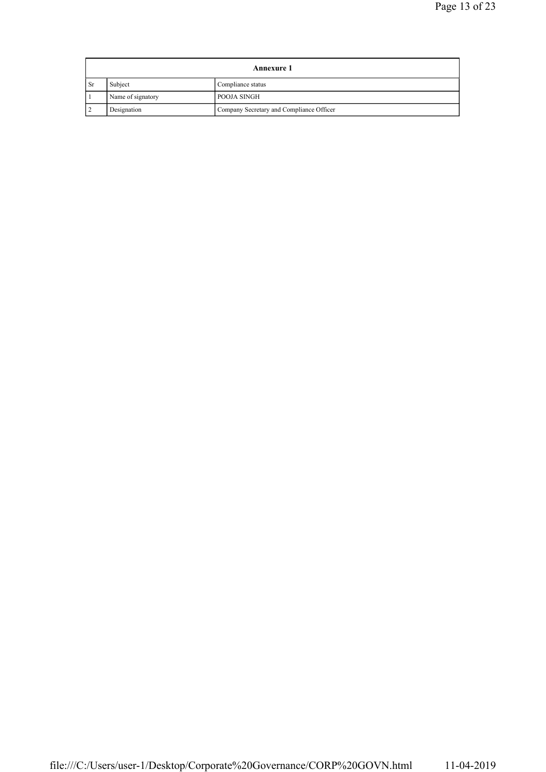| Annexure 1 | | |
|---|---|---|
| Sr | Subject | Compliance status |
| 1 | Name of signatory | POOJA SINGH |
| 2 | Designation | Company Secretary and Compliance Officer |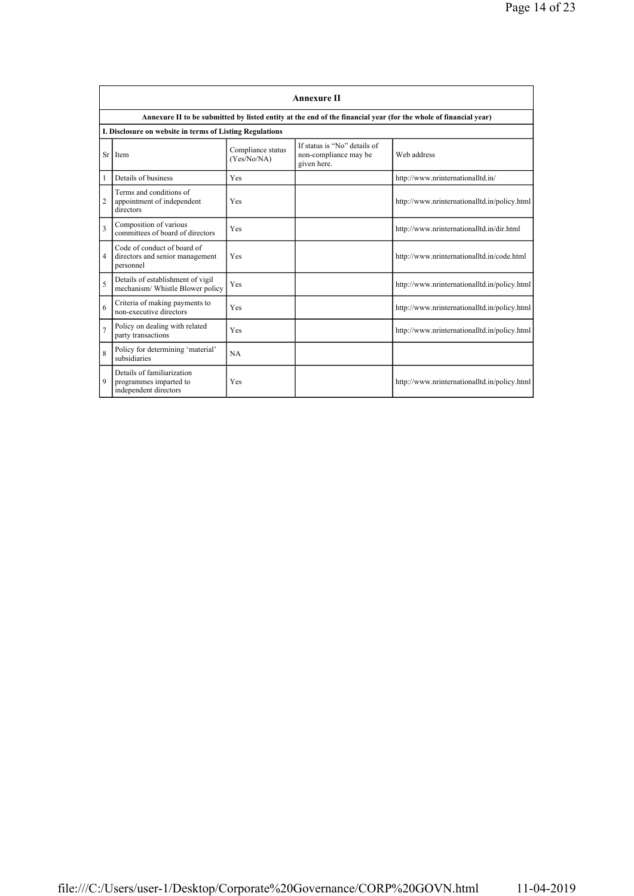## Annexure II

**Annexure II to be submitted by listed entity at the end of the financial year (for the whole of financial year)**

**I. Disclosure on website in terms of Listing Regulations**

| Sr | Item | Compliance status (Yes/No/NA) | If status is "No" details of non-compliance may be given here. | Web address |
|---|---|---|---|---|
| 1 | Details of business | Yes | | http://www.nrinternationalltd.in/ |
| 2 | Terms and conditions of appointment of independent directors | Yes | | http://www.nrinternationalltd.in/policy.html |
| 3 | Composition of various committees of board of directors | Yes | | http://www.nrinternationalltd.in/dir.html |
| 4 | Code of conduct of board of directors and senior management personnel | Yes | | http://www.nrinternationalltd.in/code.html |
| 5 | Details of establishment of vigil mechanism/ Whistle Blower policy | Yes | | http://www.nrinternationalltd.in/policy.html |
| 6 | Criteria of making payments to non-executive directors | Yes | | http://www.nrinternationalltd.in/policy.html |
| 7 | Policy on dealing with related party transactions | Yes | | http://www.nrinternationalltd.in/policy.html |
| 8 | Policy for determining 'material' subsidiaries | NA | | |
| 9 | Details of familiarization programmes imparted to independent directors | Yes | | http://www.nrinternationalltd.in/policy.html |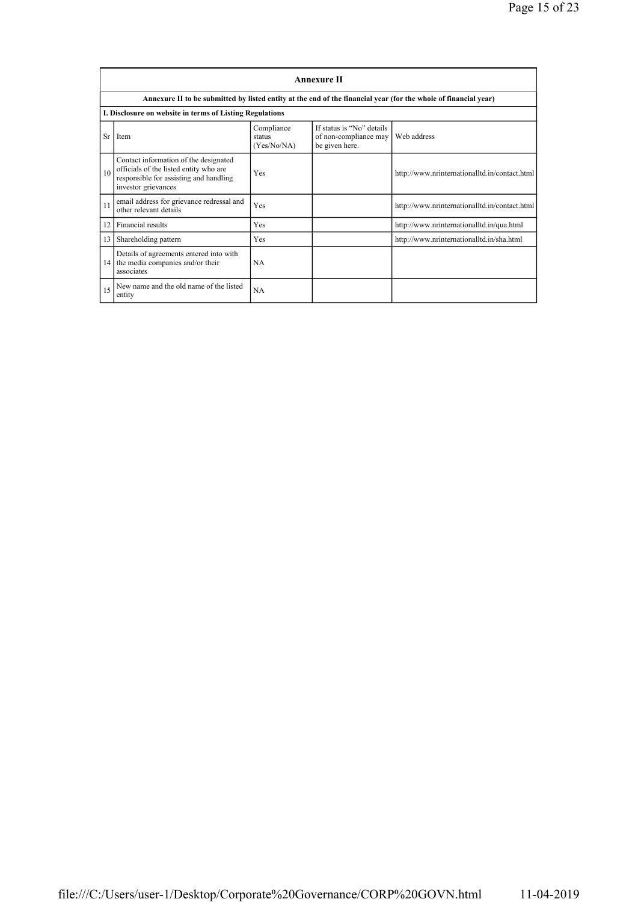| Annexure II | | | | |
|---|---|---|---|---|
| Annexure II to be submitted by listed entity at the end of the financial year (for the whole of financial year) | | | | |
| I. Disclosure on website in terms of Listing Regulations | | | | |
| Sr | Item | Compliance status (Yes/No/NA) | If status is "No" details of non-compliance may be given here. | Web address |
| 10 | Contact information of the designated officials of the listed entity who are responsible for assisting and handling investor grievances | Yes | | http://www.nrinternationalltd.in/contact.html |
| 11 | email address for grievance redressal and other relevant details | Yes | | http://www.nrinternationalltd.in/contact.html |
| 12 | Financial results | Yes | | http://www.nrinternationalltd.in/qua.html |
| 13 | Shareholding pattern | Yes | | http://www.nrinternationalltd.in/sha.html |
| 14 | Details of agreements entered into with the media companies and/or their associates | NA | | |
| 15 | New name and the old name of the listed entity | NA | | |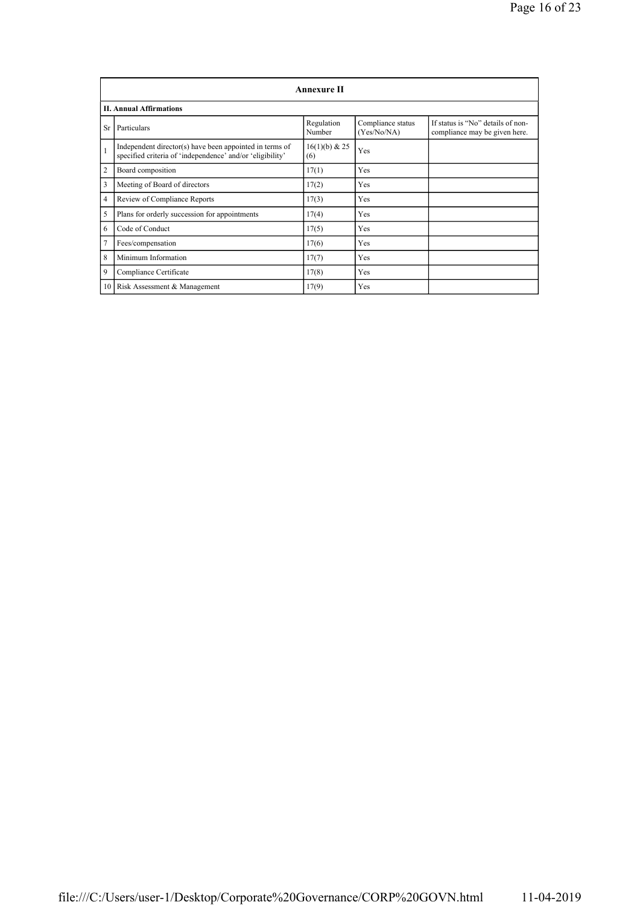| Annexure II | | | | |
|---|---|---|---|---|
| **II. Annual Affirmations** | | | | |
| Sr | Particulars | Regulation Number | Compliance status (Yes/No/NA) | If status is "No" details of non-compliance may be given here. |
| 1 | Independent director(s) have been appointed in terms of specified criteria of 'independence' and/or 'eligibility' | 16(1)(b) & 25 (6) | Yes | |
| 2 | Board composition | 17(1) | Yes | |
| 3 | Meeting of Board of directors | 17(2) | Yes | |
| 4 | Review of Compliance Reports | 17(3) | Yes | |
| 5 | Plans for orderly succession for appointments | 17(4) | Yes | |
| 6 | Code of Conduct | 17(5) | Yes | |
| 7 | Fees/compensation | 17(6) | Yes | |
| 8 | Minimum Information | 17(7) | Yes | |
| 9 | Compliance Certificate | 17(8) | Yes | |
| 10 | Risk Assessment & Management | 17(9) | Yes | |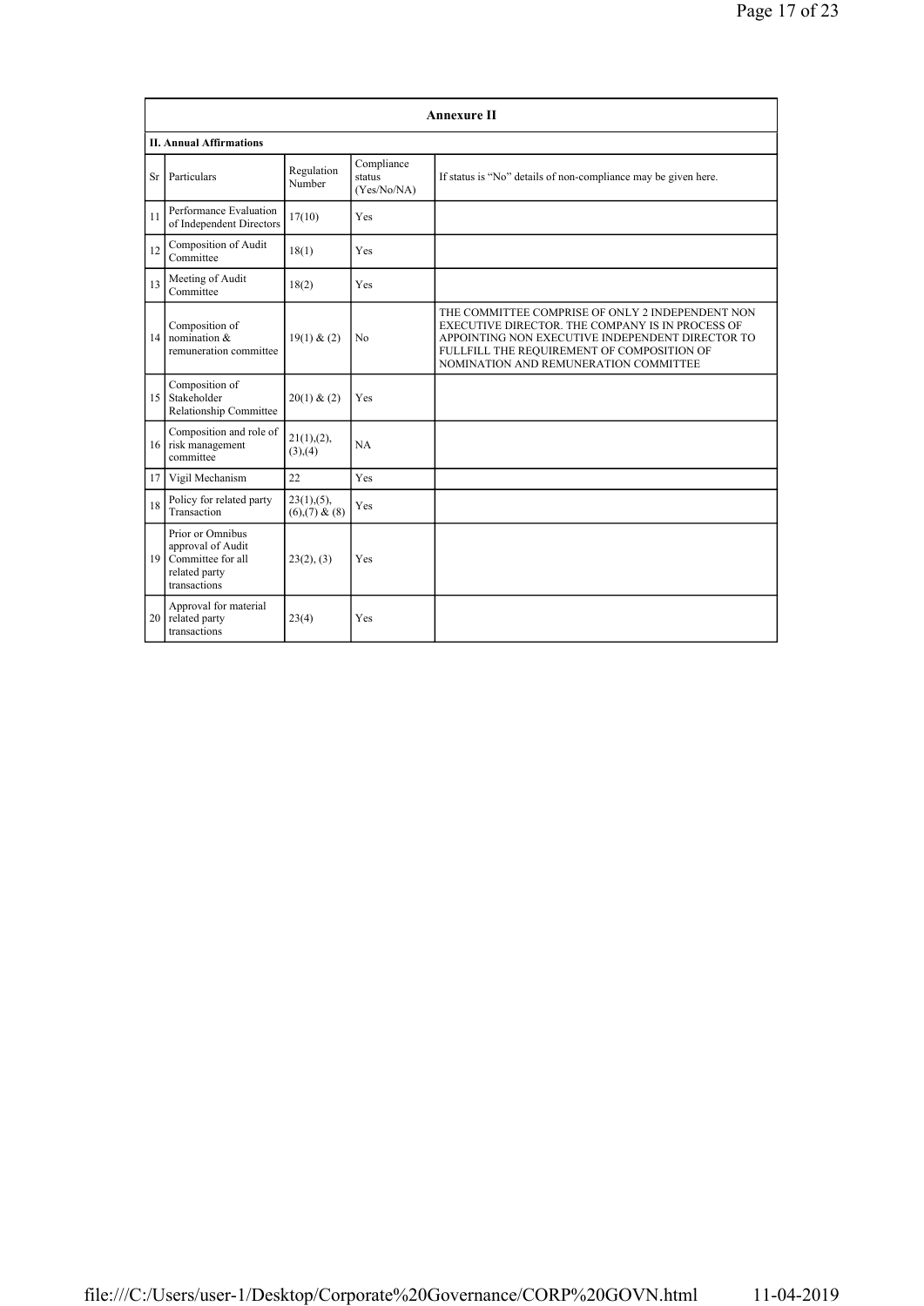## Annexure II

### II. Annual Affirmations

| Sr | Particulars | Regulation Number | Compliance status (Yes/No/NA) | If status is "No" details of non-compliance may be given here. |
|---|---|---|---|---|
| 11 | Performance Evaluation of Independent Directors | 17(10) | Yes | |
| 12 | Composition of Audit Committee | 18(1) | Yes | |
| 13 | Meeting of Audit Committee | 18(2) | Yes | |
| 14 | Composition of nomination & remuneration committee | 19(1) & (2) | No | THE COMMITTEE COMPRISE OF ONLY 2 INDEPENDENT NON EXECUTIVE DIRECTOR. THE COMPANY IS IN PROCESS OF APPOINTING NON EXECUTIVE INDEPENDENT DIRECTOR TO FULLFILL THE REQUIREMENT OF COMPOSITION OF NOMINATION AND REMUNERATION COMMITTEE |
| 15 | Composition of Stakeholder Relationship Committee | 20(1) & (2) | Yes | |
| 16 | Composition and role of risk management committee | 21(1),(2),(3),(4) | NA | |
| 17 | Vigil Mechanism | 22 | Yes | |
| 18 | Policy for related party Transaction | 23(1),(5),(6),(7) & (8) | Yes | |
| 19 | Prior or Omnibus approval of Audit Committee for all related party transactions | 23(2), (3) | Yes | |
| 20 | Approval for material related party transactions | 23(4) | Yes | |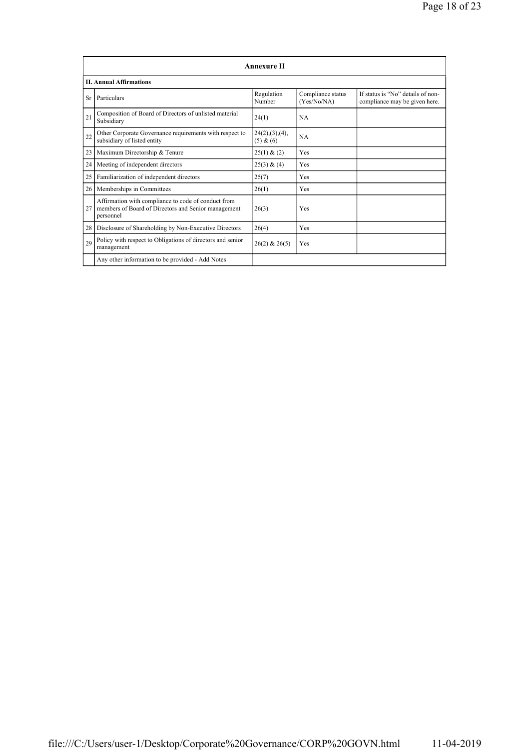| Annexure II | | | | |
|---|---|---|---|---|
| **II. Annual Affirmations** | | | | |
| Sr | Particulars | Regulation Number | Compliance status (Yes/No/NA) | If status is "No" details of non-compliance may be given here. |
| 21 | Composition of Board of Directors of unlisted material Subsidiary | 24(1) | NA | |
| 22 | Other Corporate Governance requirements with respect to subsidiary of listed entity | 24(2),(3),(4),(5) & (6) | NA | |
| 23 | Maximum Directorship & Tenure | 25(1) & (2) | Yes | |
| 24 | Meeting of independent directors | 25(3) & (4) | Yes | |
| 25 | Familiarization of independent directors | 25(7) | Yes | |
| 26 | Memberships in Committees | 26(1) | Yes | |
| 27 | Affirmation with compliance to code of conduct from members of Board of Directors and Senior management personnel | 26(3) | Yes | |
| 28 | Disclosure of Shareholding by Non-Executive Directors | 26(4) | Yes | |
| 29 | Policy with respect to Obligations of directors and senior management | 26(2) & 26(5) | Yes | |
| | Any other information to be provided - Add Notes | | | |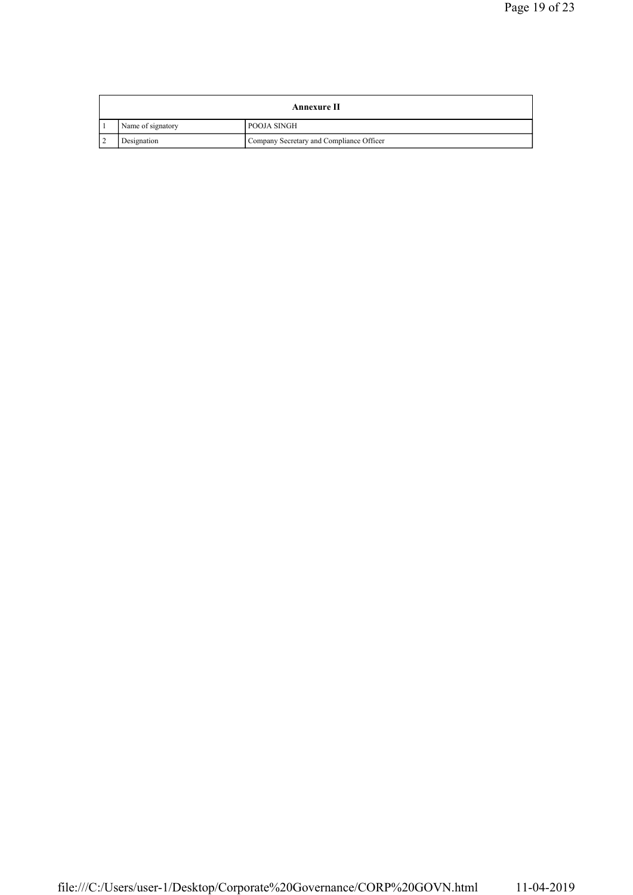| Annexure II | | |
|---|---|---|
| 1 | Name of signatory | POOJA SINGH |
| 2 | Designation | Company Secretary and Compliance Officer |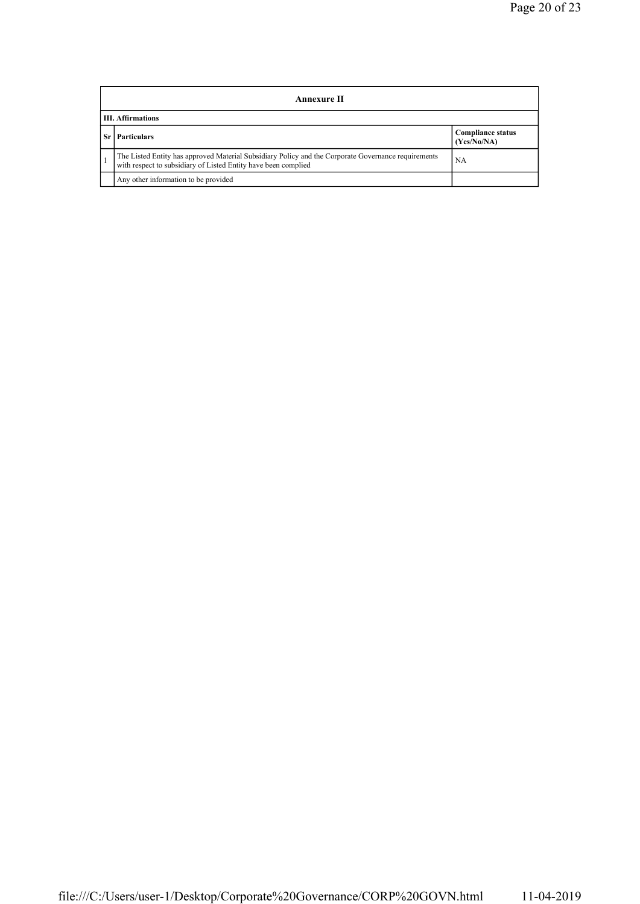| Annexure II | | |
|---|---|---|
| **III. Affirmations** | | |
| **Sr** | **Particulars** | **Compliance status (Yes/No/NA)** |
| 1 | The Listed Entity has approved Material Subsidiary Policy and the Corporate Governance requirements with respect to subsidiary of Listed Entity have been complied | NA |
| | Any other information to be provided | |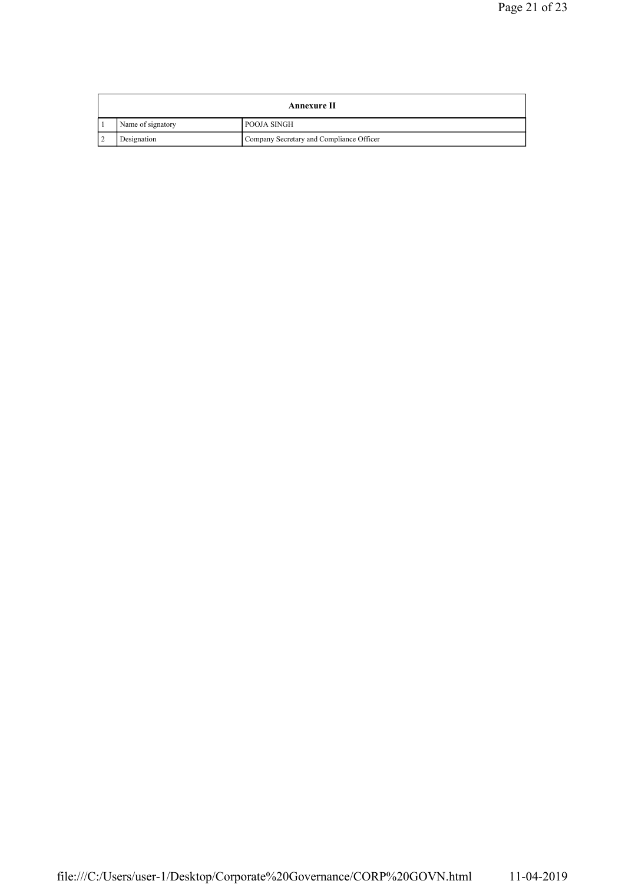| Annexure II | | |
|---|---|---|
| 1 | Name of signatory | POOJA SINGH |
| 2 | Designation | Company Secretary and Compliance Officer |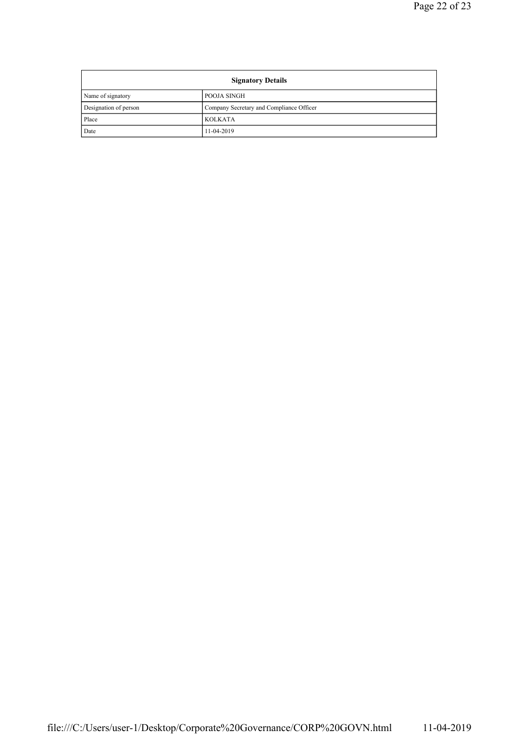| Signatory Details | |
|---|---|
| Name of signatory | POOJA SINGH |
| Designation of person | Company Secretary and Compliance Officer |
| Place | KOLKATA |
| Date | 11-04-2019 |